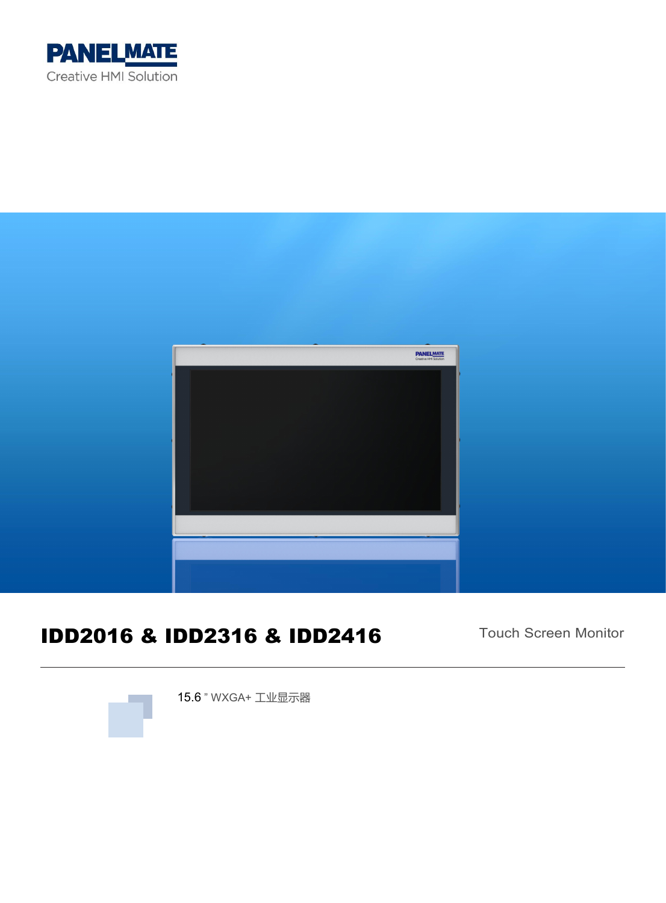PANELMATE

Creative HMI Solution

# IDD2016 & IDD2316 & IDD2416

Touch Screen Monitor

15.6 " WXGA+ 工业显示器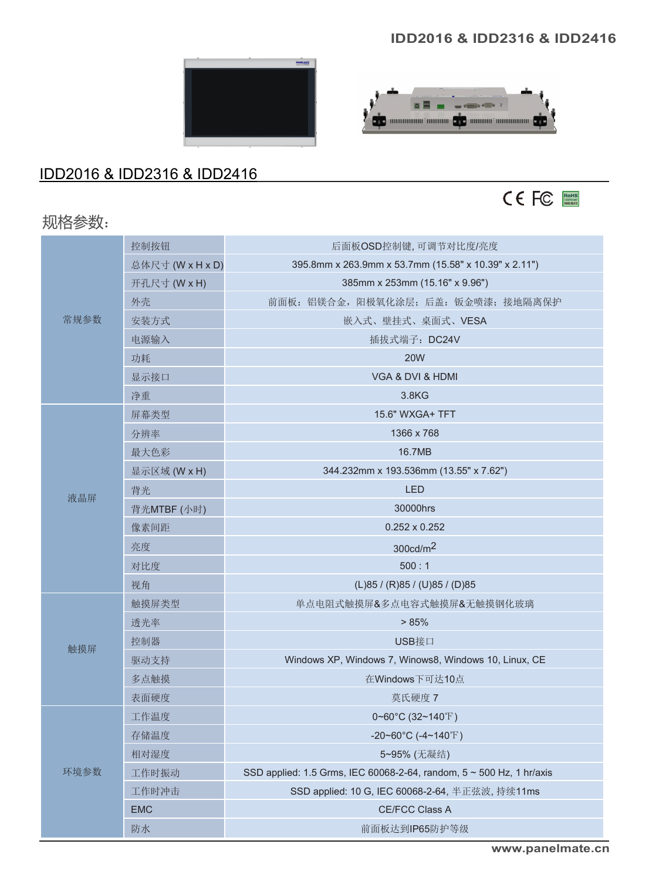# IDD2016 & IDD2316 & IDD2416

## 规格参数：

| | | |
|---|---|---|
| 常规参数 | 控制按钮 | 后面板OSD控制键, 可调节对比度/亮度 |
| | 总体尺寸 (W x H x D) | 395.8mm x 263.9mm x 53.7mm (15.58" x 10.39" x 2.11") |
| | 开孔尺寸 (W x H) | 385mm x 253mm (15.16" x 9.96") |
| | 外壳 | 前面板：铝镁合金，阳极氧化涂层；后盖：钣金喷漆；接地隔离保护 |
| | 安装方式 | 嵌入式、壁挂式、桌面式、VESA |
| | 电源输入 | 插拔式端子：DC24V |
| | 功耗 | 20W |
| | 显示接口 | VGA & DVI & HDMI |
| | 净重 | 3.8KG |
| 液晶屏 | 屏幕类型 | 15.6" WXGA+ TFT |
| | 分辨率 | 1366 x 768 |
| | 最大色彩 | 16.7MB |
| | 显示区域 (W x H) | 344.232mm x 193.536mm (13.55" x 7.62") |
| | 背光 | LED |
| | 背光MTBF (小时) | 30000hrs |
| | 像素间距 | 0.252 x 0.252 |
| | 亮度 | 300cd/m$^2$ |
| | 对比度 | 500 : 1 |
| | 视角 | (L)85 / (R)85 / (U)85 / (D)85 |
| 触摸屏 | 触摸屏类型 | 单点电阻式触摸屏&多点电容式触摸屏&无触摸钢化玻璃 |
| | 透光率 | > 85% |
| | 控制器 | USB接口 |
| | 驱动支持 | Windows XP, Windows 7, Winows8, Windows 10, Linux, CE |
| | 多点触摸 | 在Windows下可达10点 |
| | 表面硬度 | 莫氏硬度 7 |
| 环境参数 | 工作温度 | 0~60°C (32~140℉) |
| | 存储温度 | -20~60°C (-4~140℉) |
| | 相对湿度 | 5~95% (无凝结) |
| | 工作时振动 | SSD applied: 1.5 Grms, IEC 60068-2-64, random, 5 ~ 500 Hz, 1 hr/axis |
| | 工作时冲击 | SSD applied: 10 G, IEC 60068-2-64, 半正弦波, 持续11ms |
| | EMC | CE/FCC Class A |
| | 防水 | 前面板达到IP65防护等级 |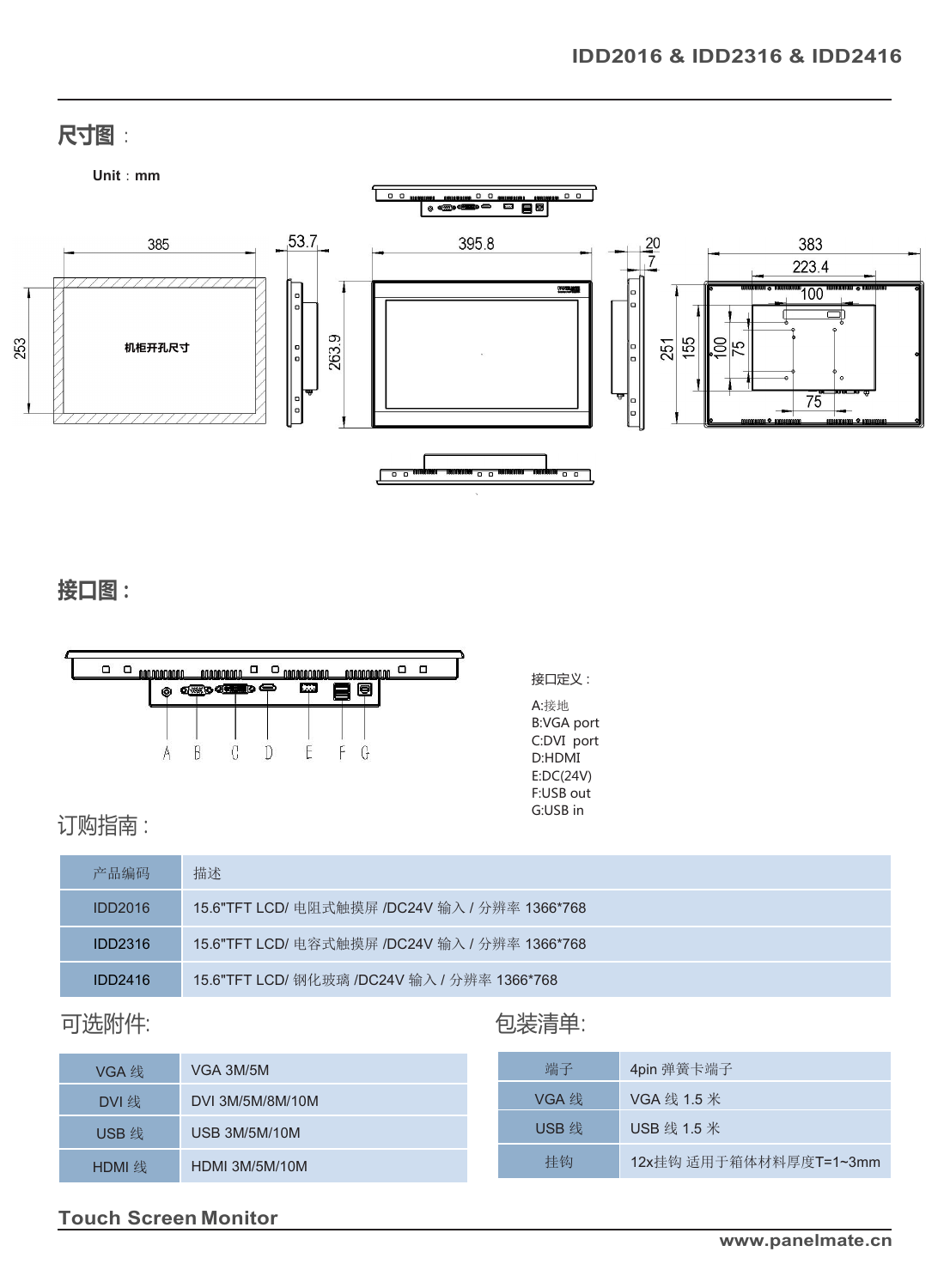## 尺寸图：

Unit：mm

385

253

机柜开孔尺寸

53.7

263.9

395.8

20

7

251

155

383

223.4

100

100

75

75

## 接口图：

A B C D E F G

接口定义：

A:接地
B:VGA port
C:DVI port
D:HDMI
E:DC(24V)
F:USB out
G:USB in

## 订购指南：

| 产品编码 | 描述 |
| --- | --- |
| IDD2016 | 15.6"TFT LCD/ 电阻式触摸屏 /DC24V 输入 / 分辨率 1366*768 |
| IDD2316 | 15.6"TFT LCD/ 电容式触摸屏 /DC24V 输入 / 分辨率 1366*768 |
| IDD2416 | 15.6"TFT LCD/ 钢化玻璃 /DC24V 输入 / 分辨率 1366*768 |

## 可选附件:

| | |
| --- | --- |
| VGA 线 | VGA 3M/5M |
| DVI 线 | DVI 3M/5M/8M/10M |
| USB 线 | USB 3M/5M/10M |
| HDMI 线 | HDMI 3M/5M/10M |

## 包装清单:

| | |
| --- | --- |
| 端子 | 4pin 弹簧卡端子 |
| VGA 线 | VGA 线 1.5 米 |
| USB 线 | USB 线 1.5 米 |
| 挂钩 | 12x挂钩 适用于箱体材料厚度T=1~3mm |